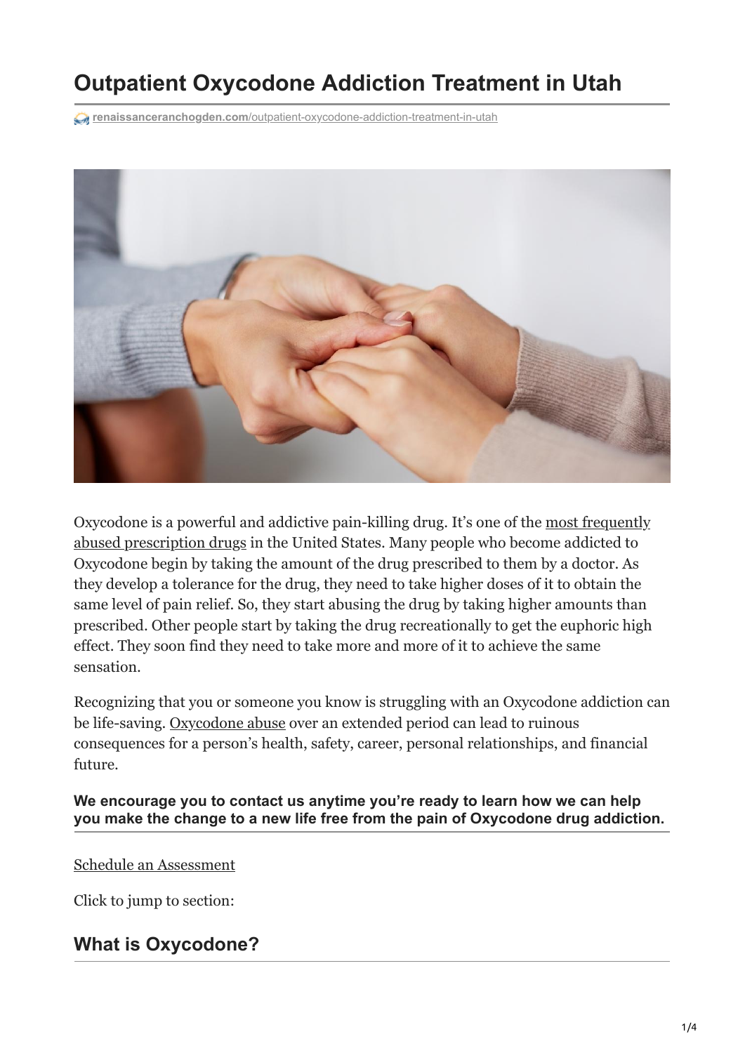# Outpatient Oxycodone Addiction Treatment in Utah

renaissanceranchogden.com/outpatient-oxycodone-addiction-treatment-in-utah

Oxycodone is a powerful and addictive pain-killing drug. It's one of the most frequently abused prescription drugs in the United States. Many people who become addicted to Oxycodone begin by taking the amount of the drug prescribed to them by a doctor. As they develop a tolerance for the drug, they need to take higher doses of it to obtain the same level of pain relief. So, they start abusing the drug by taking higher amounts than prescribed. Other people start by taking the drug recreationally to get the euphoric high effect. They soon find they need to take more and more of it to achieve the same sensation.

Recognizing that you or someone you know is struggling with an Oxycodone addiction can be life-saving. Oxycodone abuse over an extended period can lead to ruinous consequences for a person's health, safety, career, personal relationships, and financial future.

**We encourage you to contact us anytime you're ready to learn how we can help you make the change to a new life free from the pain of Oxycodone drug addiction.**

Schedule an Assessment

Click to jump to section:

## What is Oxycodone?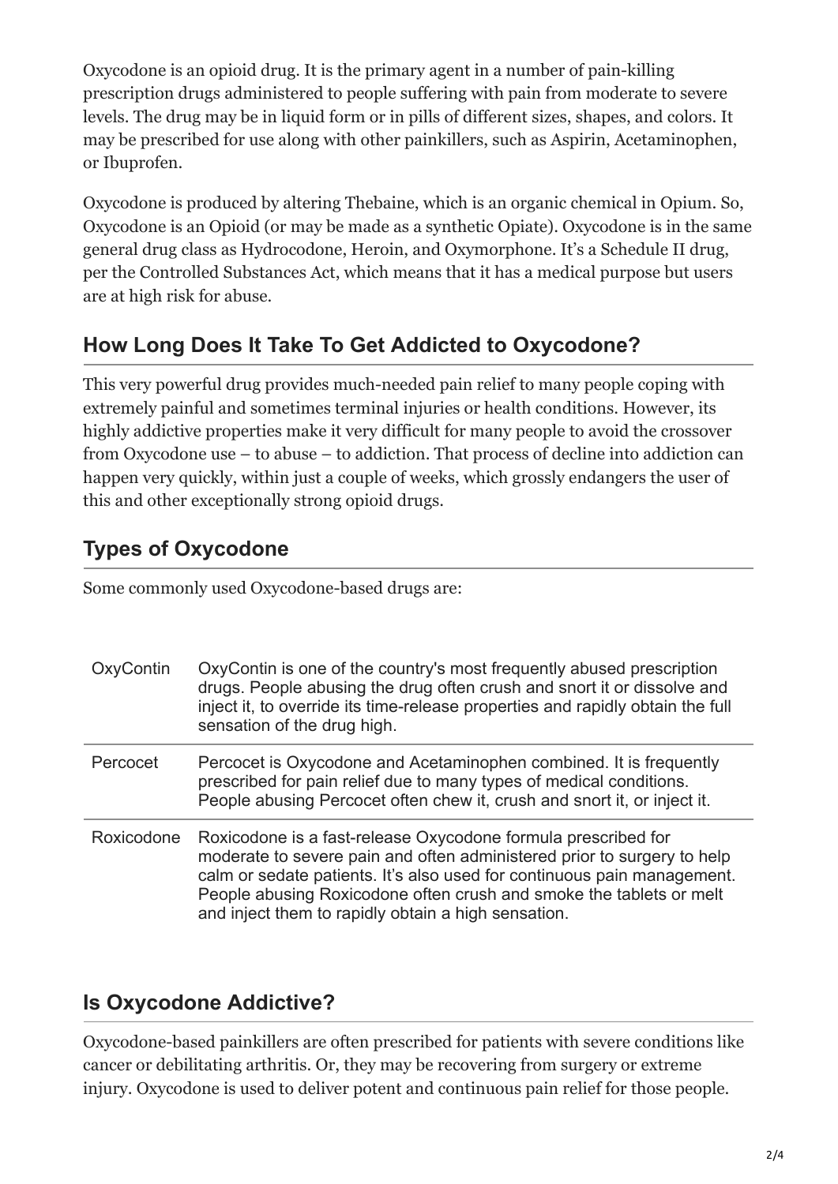Oxycodone is an opioid drug. It is the primary agent in a number of pain-killing prescription drugs administered to people suffering with pain from moderate to severe levels. The drug may be in liquid form or in pills of different sizes, shapes, and colors. It may be prescribed for use along with other painkillers, such as Aspirin, Acetaminophen, or Ibuprofen.

Oxycodone is produced by altering Thebaine, which is an organic chemical in Opium. So, Oxycodone is an Opioid (or may be made as a synthetic Opiate). Oxycodone is in the same general drug class as Hydrocodone, Heroin, and Oxymorphone. It's a Schedule II drug, per the Controlled Substances Act, which means that it has a medical purpose but users are at high risk for abuse.

## How Long Does It Take To Get Addicted to Oxycodone?

This very powerful drug provides much-needed pain relief to many people coping with extremely painful and sometimes terminal injuries or health conditions. However, its highly addictive properties make it very difficult for many people to avoid the crossover from Oxycodone use – to abuse – to addiction. That process of decline into addiction can happen very quickly, within just a couple of weeks, which grossly endangers the user of this and other exceptionally strong opioid drugs.

## Types of Oxycodone

Some commonly used Oxycodone-based drugs are:

| | |
|---|---|
| OxyContin | OxyContin is one of the country's most frequently abused prescription drugs. People abusing the drug often crush and snort it or dissolve and inject it, to override its time-release properties and rapidly obtain the full sensation of the drug high. |
| Percocet | Percocet is Oxycodone and Acetaminophen combined. It is frequently prescribed for pain relief due to many types of medical conditions. People abusing Percocet often chew it, crush and snort it, or inject it. |
| Roxicodone | Roxicodone is a fast-release Oxycodone formula prescribed for moderate to severe pain and often administered prior to surgery to help calm or sedate patients. It's also used for continuous pain management. People abusing Roxicodone often crush and smoke the tablets or melt and inject them to rapidly obtain a high sensation. |

## Is Oxycodone Addictive?

Oxycodone-based painkillers are often prescribed for patients with severe conditions like cancer or debilitating arthritis. Or, they may be recovering from surgery or extreme injury. Oxycodone is used to deliver potent and continuous pain relief for those people.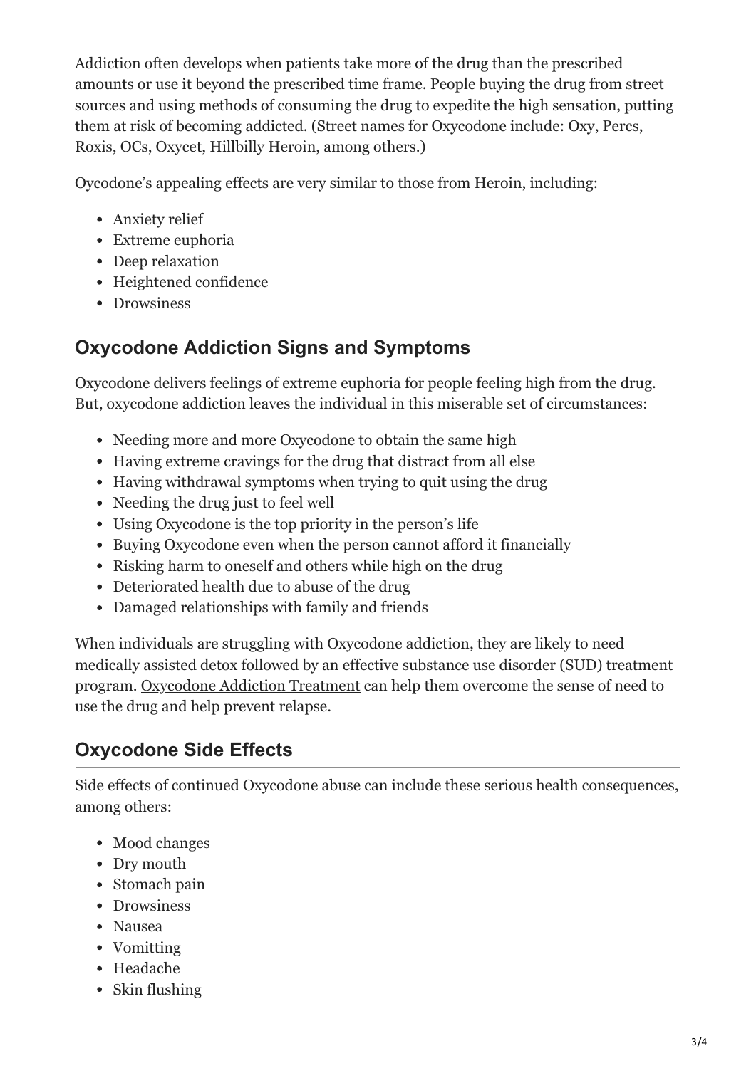Addiction often develops when patients take more of the drug than the prescribed amounts or use it beyond the prescribed time frame. People buying the drug from street sources and using methods of consuming the drug to expedite the high sensation, putting them at risk of becoming addicted. (Street names for Oxycodone include: Oxy, Percs, Roxis, OCs, Oxycet, Hillbilly Heroin, among others.)

Oycodone's appealing effects are very similar to those from Heroin, including:

- Anxiety relief
- Extreme euphoria
- Deep relaxation
- Heightened confidence
- Drowsiness

## Oxycodone Addiction Signs and Symptoms

Oxycodone delivers feelings of extreme euphoria for people feeling high from the drug. But, oxycodone addiction leaves the individual in this miserable set of circumstances:

- Needing more and more Oxycodone to obtain the same high
- Having extreme cravings for the drug that distract from all else
- Having withdrawal symptoms when trying to quit using the drug
- Needing the drug just to feel well
- Using Oxycodone is the top priority in the person's life
- Buying Oxycodone even when the person cannot afford it financially
- Risking harm to oneself and others while high on the drug
- Deteriorated health due to abuse of the drug
- Damaged relationships with family and friends

When individuals are struggling with Oxycodone addiction, they are likely to need medically assisted detox followed by an effective substance use disorder (SUD) treatment program. Oxycodone Addiction Treatment can help them overcome the sense of need to use the drug and help prevent relapse.

## Oxycodone Side Effects

Side effects of continued Oxycodone abuse can include these serious health consequences, among others:

- Mood changes
- Dry mouth
- Stomach pain
- Drowsiness
- Nausea
- Vomitting
- Headache
- Skin flushing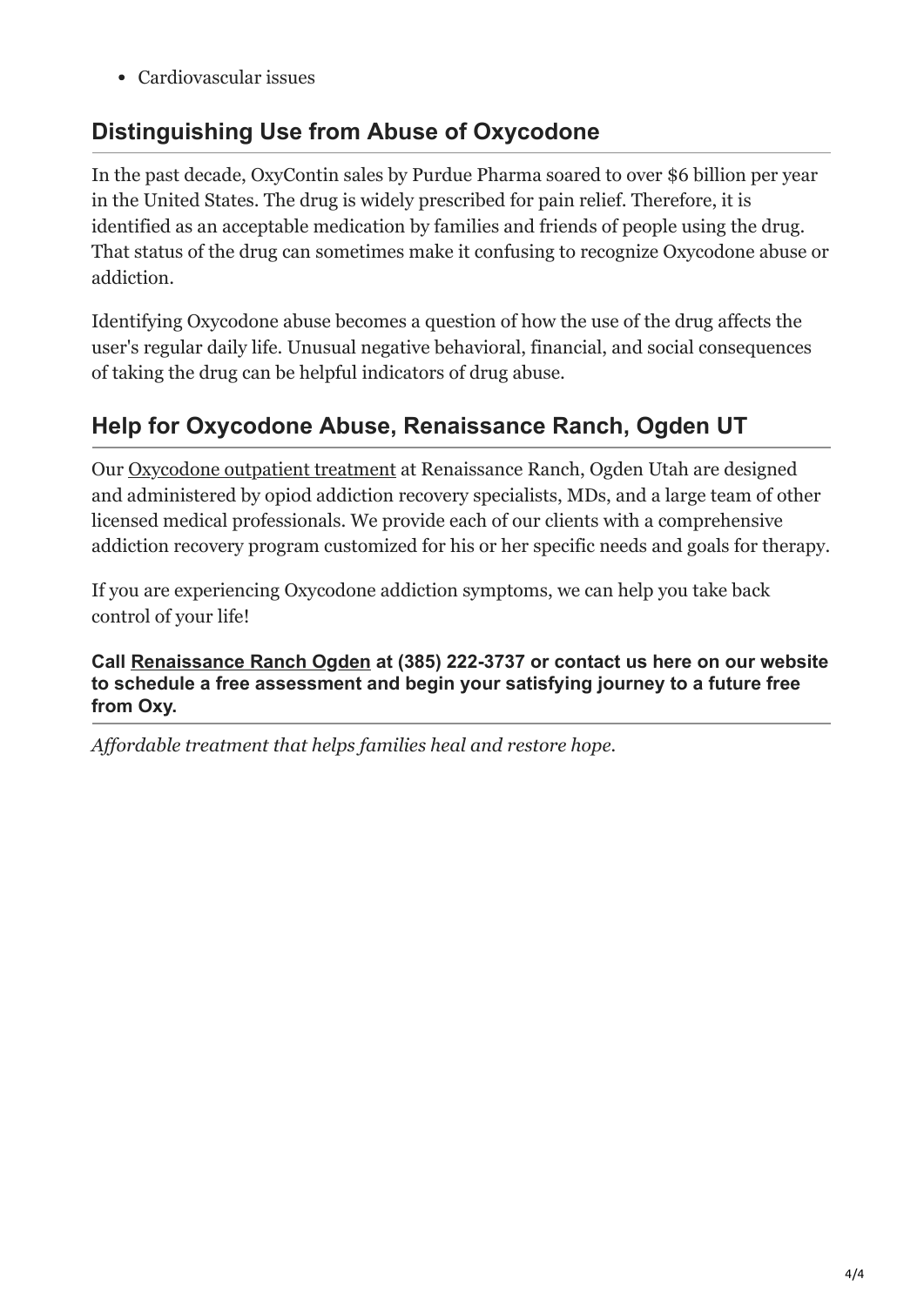- Cardiovascular issues

## Distinguishing Use from Abuse of Oxycodone

In the past decade, OxyContin sales by Purdue Pharma soared to over $6 billion per year in the United States. The drug is widely prescribed for pain relief. Therefore, it is identified as an acceptable medication by families and friends of people using the drug. That status of the drug can sometimes make it confusing to recognize Oxycodone abuse or addiction.

Identifying Oxycodone abuse becomes a question of how the use of the drug affects the user's regular daily life. Unusual negative behavioral, financial, and social consequences of taking the drug can be helpful indicators of drug abuse.

## Help for Oxycodone Abuse, Renaissance Ranch, Ogden UT

Our Oxycodone outpatient treatment at Renaissance Ranch, Ogden Utah are designed and administered by opiod addiction recovery specialists, MDs, and a large team of other licensed medical professionals. We provide each of our clients with a comprehensive addiction recovery program customized for his or her specific needs and goals for therapy.

If you are experiencing Oxycodone addiction symptoms, we can help you take back control of your life!

**Call Renaissance Ranch Ogden at (385) 222-3737 or contact us here on our website to schedule a free assessment and begin your satisfying journey to a future free from Oxy.**

*Affordable treatment that helps families heal and restore hope.*